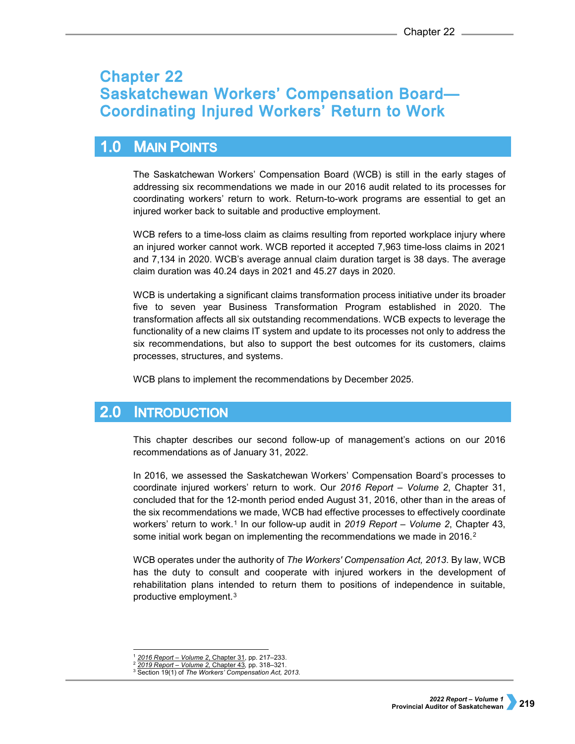# Chapter 22
# Saskatchewan Workers' Compensation Board—Coordinating Injured Workers' Return to Work

## 1.0 Main Points

The Saskatchewan Workers' Compensation Board (WCB) is still in the early stages of addressing six recommendations we made in our 2016 audit related to its processes for coordinating workers' return to work. Return-to-work programs are essential to get an injured worker back to suitable and productive employment.

WCB refers to a time-loss claim as claims resulting from reported workplace injury where an injured worker cannot work. WCB reported it accepted 7,963 time-loss claims in 2021 and 7,134 in 2020. WCB's average annual claim duration target is 38 days. The average claim duration was 40.24 days in 2021 and 45.27 days in 2020.

WCB is undertaking a significant claims transformation process initiative under its broader five to seven year Business Transformation Program established in 2020. The transformation affects all six outstanding recommendations. WCB expects to leverage the functionality of a new claims IT system and update to its processes not only to address the six recommendations, but also to support the best outcomes for its customers, claims processes, structures, and systems.

WCB plans to implement the recommendations by December 2025.

## 2.0 Introduction

This chapter describes our second follow-up of management's actions on our 2016 recommendations as of January 31, 2022.

In 2016, we assessed the Saskatchewan Workers' Compensation Board's processes to coordinate injured workers' return to work. Our *2016 Report – Volume 2*, Chapter 31, concluded that for the 12-month period ended August 31, 2016, other than in the areas of the six recommendations we made, WCB had effective processes to effectively coordinate workers' return to work.[1] In our follow-up audit in *2019 Report – Volume 2*, Chapter 43, some initial work began on implementing the recommendations we made in 2016.[2]

WCB operates under the authority of *The Workers' Compensation Act, 2013*. By law, WCB has the duty to consult and cooperate with injured workers in the development of rehabilitation plans intended to return them to positions of independence in suitable, productive employment.[3]

---

[1] *2016 Report – Volume 2*, Chapter 31, pp. 217–233.
[2] *2019 Report – Volume 2*, Chapter 43, pp. 318–321.
[3] Section 19(1) of *The Workers' Compensation Act, 2013*.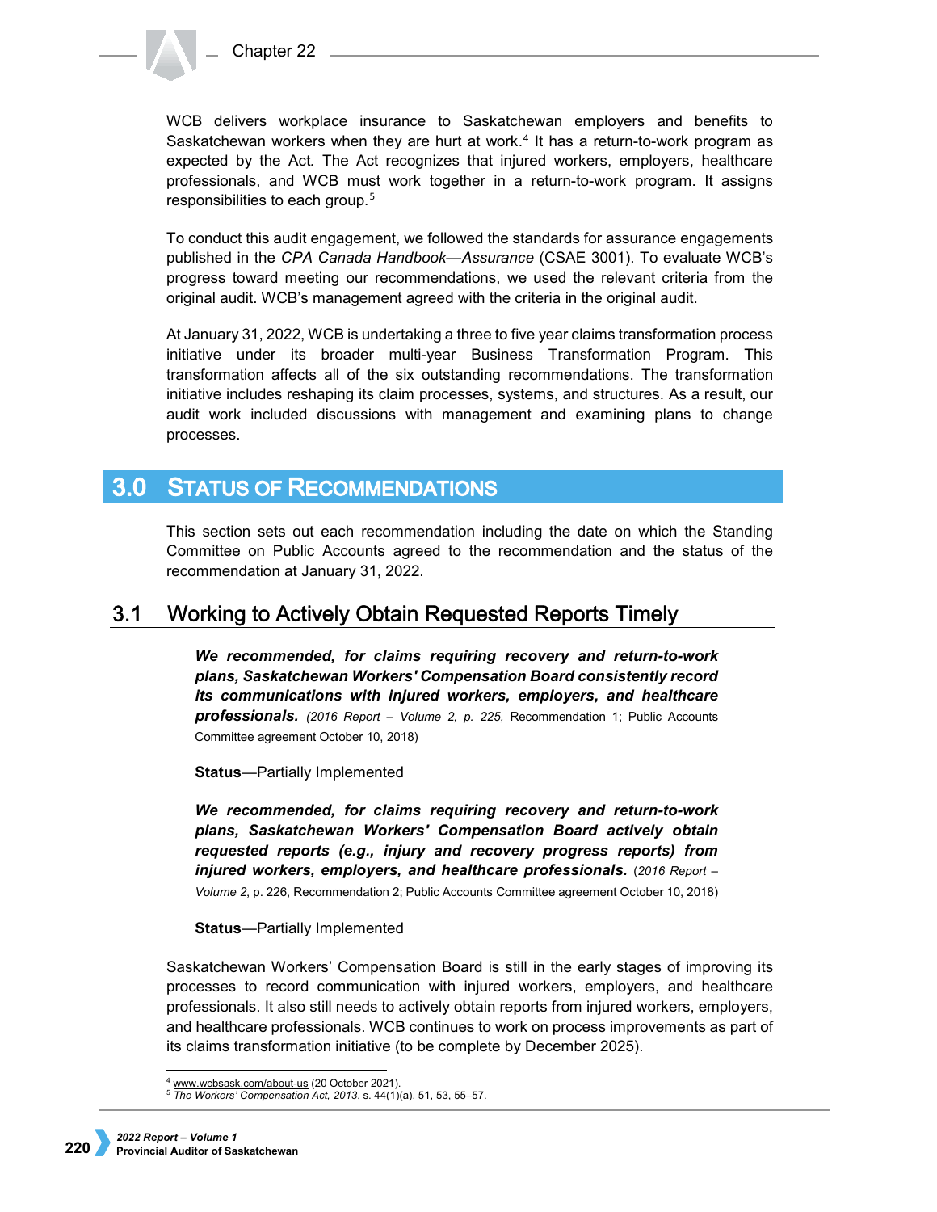WCB delivers workplace insurance to Saskatchewan employers and benefits to Saskatchewan workers when they are hurt at work.[4] It has a return-to-work program as expected by the Act. The Act recognizes that injured workers, employers, healthcare professionals, and WCB must work together in a return-to-work program. It assigns responsibilities to each group.[5]

To conduct this audit engagement, we followed the standards for assurance engagements published in the *CPA Canada Handbook—Assurance* (CSAE 3001). To evaluate WCB's progress toward meeting our recommendations, we used the relevant criteria from the original audit. WCB's management agreed with the criteria in the original audit.

At January 31, 2022, WCB is undertaking a three to five year claims transformation process initiative under its broader multi-year Business Transformation Program. This transformation affects all of the six outstanding recommendations. The transformation initiative includes reshaping its claim processes, systems, and structures. As a result, our audit work included discussions with management and examining plans to change processes.

# 3.0 Status of Recommendations

This section sets out each recommendation including the date on which the Standing Committee on Public Accounts agreed to the recommendation and the status of the recommendation at January 31, 2022.

## 3.1 Working to Actively Obtain Requested Reports Timely

***We recommended, for claims requiring recovery and return-to-work plans, Saskatchewan Workers' Compensation Board consistently record its communications with injured workers, employers, and healthcare professionals.*** (*2016 Report – Volume 2, p. 225,* Recommendation 1; Public Accounts Committee agreement October 10, 2018)

**Status**—Partially Implemented

***We recommended, for claims requiring recovery and return-to-work plans, Saskatchewan Workers' Compensation Board actively obtain requested reports (e.g., injury and recovery progress reports) from injured workers, employers, and healthcare professionals.*** (*2016 Report – Volume 2*, p. 226, Recommendation 2; Public Accounts Committee agreement October 10, 2018)

**Status**—Partially Implemented

Saskatchewan Workers' Compensation Board is still in the early stages of improving its processes to record communication with injured workers, employers, and healthcare professionals. It also still needs to actively obtain reports from injured workers, employers, and healthcare professionals. WCB continues to work on process improvements as part of its claims transformation initiative (to be complete by December 2025).

[4] www.wcbsask.com/about-us (20 October 2021).
[5] *The Workers' Compensation Act, 2013*, s. 44(1)(a), 51, 53, 55–57.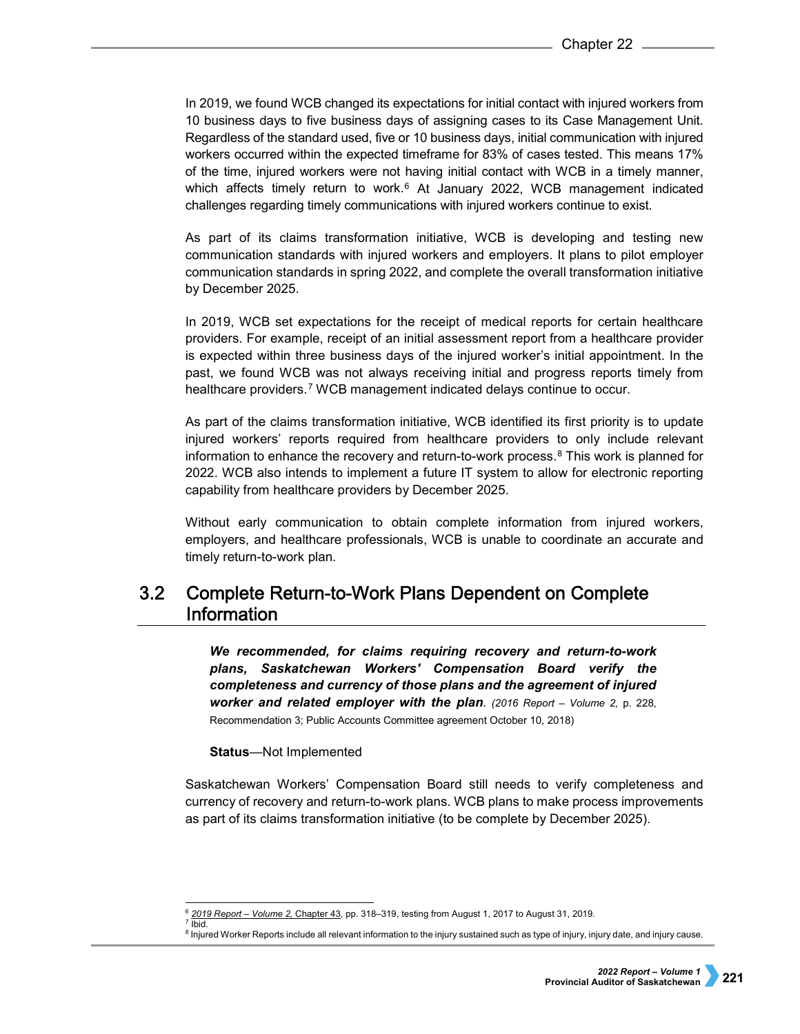In 2019, we found WCB changed its expectations for initial contact with injured workers from 10 business days to five business days of assigning cases to its Case Management Unit. Regardless of the standard used, five or 10 business days, initial communication with injured workers occurred within the expected timeframe for 83% of cases tested. This means 17% of the time, injured workers were not having initial contact with WCB in a timely manner, which affects timely return to work.[6] At January 2022, WCB management indicated challenges regarding timely communications with injured workers continue to exist.

As part of its claims transformation initiative, WCB is developing and testing new communication standards with injured workers and employers. It plans to pilot employer communication standards in spring 2022, and complete the overall transformation initiative by December 2025.

In 2019, WCB set expectations for the receipt of medical reports for certain healthcare providers. For example, receipt of an initial assessment report from a healthcare provider is expected within three business days of the injured worker's initial appointment. In the past, we found WCB was not always receiving initial and progress reports timely from healthcare providers.[7] WCB management indicated delays continue to occur.

As part of the claims transformation initiative, WCB identified its first priority is to update injured workers' reports required from healthcare providers to only include relevant information to enhance the recovery and return-to-work process.[8] This work is planned for 2022. WCB also intends to implement a future IT system to allow for electronic reporting capability from healthcare providers by December 2025.

Without early communication to obtain complete information from injured workers, employers, and healthcare professionals, WCB is unable to coordinate an accurate and timely return-to-work plan.

## 3.2 Complete Return-to-Work Plans Dependent on Complete Information

***We recommended, for claims requiring recovery and return-to-work plans, Saskatchewan Workers' Compensation Board verify the completeness and currency of those plans and the agreement of injured worker and related employer with the plan.*** *(2016 Report – Volume 2,* p. 228, Recommendation 3; Public Accounts Committee agreement October 10, 2018)

**Status**—Not Implemented

Saskatchewan Workers' Compensation Board still needs to verify completeness and currency of recovery and return-to-work plans. WCB plans to make process improvements as part of its claims transformation initiative (to be complete by December 2025).

---

[6] *2019 Report – Volume 2,* Chapter 43, pp. 318–319, testing from August 1, 2017 to August 31, 2019.
[7] Ibid.
[8] Injured Worker Reports include all relevant information to the injury sustained such as type of injury, injury date, and injury cause.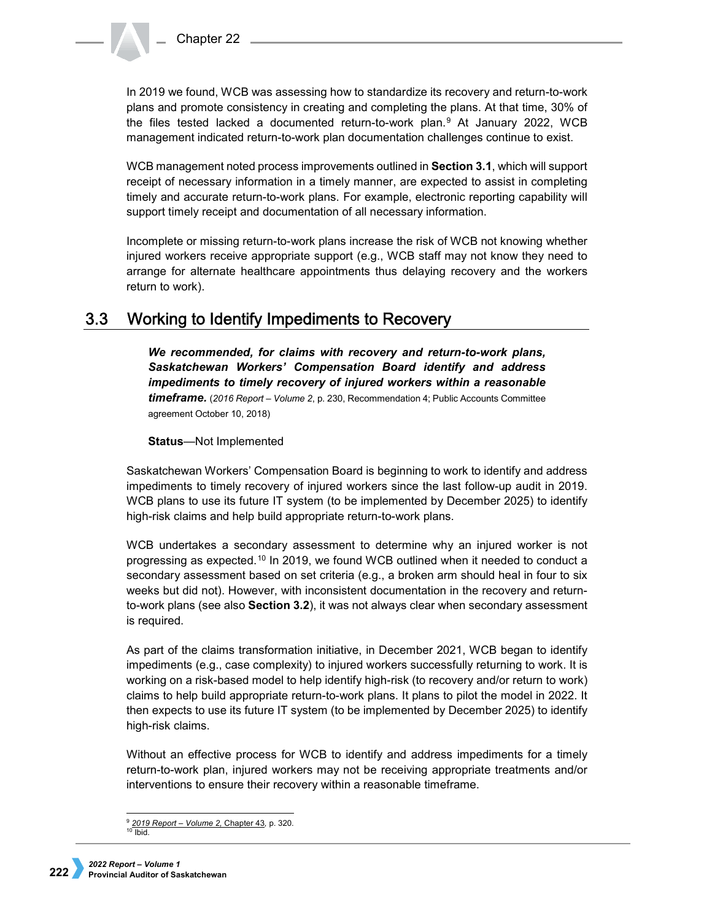In 2019 we found, WCB was assessing how to standardize its recovery and return-to-work plans and promote consistency in creating and completing the plans. At that time, 30% of the files tested lacked a documented return-to-work plan.[9] At January 2022, WCB management indicated return-to-work plan documentation challenges continue to exist.

WCB management noted process improvements outlined in **Section 3.1**, which will support receipt of necessary information in a timely manner, are expected to assist in completing timely and accurate return-to-work plans. For example, electronic reporting capability will support timely receipt and documentation of all necessary information.

Incomplete or missing return-to-work plans increase the risk of WCB not knowing whether injured workers receive appropriate support (e.g., WCB staff may not know they need to arrange for alternate healthcare appointments thus delaying recovery and the workers return to work).

## 3.3 Working to Identify Impediments to Recovery

> ***We recommended, for claims with recovery and return-to-work plans, Saskatchewan Workers' Compensation Board identify and address impediments to timely recovery of injured workers within a reasonable timeframe.*** (*2016 Report – Volume 2*, p. 230, Recommendation 4; Public Accounts Committee agreement October 10, 2018)
>
> **Status**—Not Implemented

Saskatchewan Workers' Compensation Board is beginning to work to identify and address impediments to timely recovery of injured workers since the last follow-up audit in 2019. WCB plans to use its future IT system (to be implemented by December 2025) to identify high-risk claims and help build appropriate return-to-work plans.

WCB undertakes a secondary assessment to determine why an injured worker is not progressing as expected.[10] In 2019, we found WCB outlined when it needed to conduct a secondary assessment based on set criteria (e.g., a broken arm should heal in four to six weeks but did not). However, with inconsistent documentation in the recovery and return-to-work plans (see also **Section 3.2**), it was not always clear when secondary assessment is required.

As part of the claims transformation initiative, in December 2021, WCB began to identify impediments (e.g., case complexity) to injured workers successfully returning to work. It is working on a risk-based model to help identify high-risk (to recovery and/or return to work) claims to help build appropriate return-to-work plans. It plans to pilot the model in 2022. It then expects to use its future IT system (to be implemented by December 2025) to identify high-risk claims.

Without an effective process for WCB to identify and address impediments for a timely return-to-work plan, injured workers may not be receiving appropriate treatments and/or interventions to ensure their recovery within a reasonable timeframe.

---

[9] *2019 Report – Volume 2*, Chapter 43, p. 320.
[10] Ibid.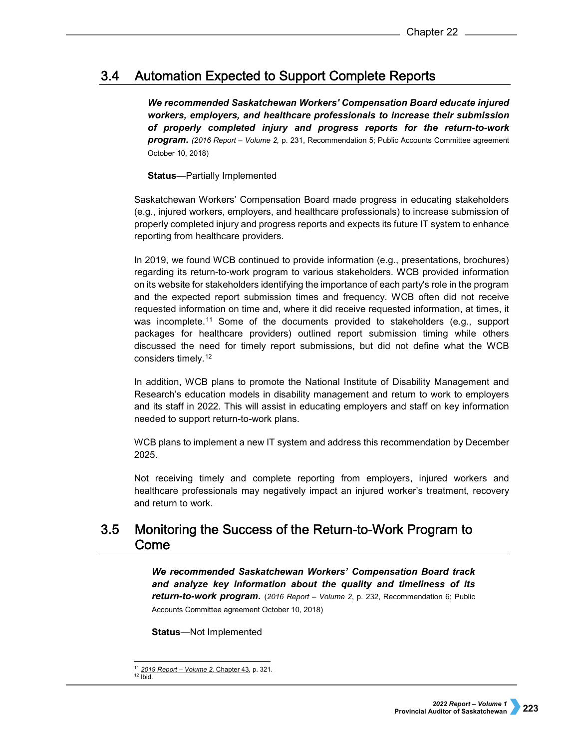## 3.4 Automation Expected to Support Complete Reports

***We recommended Saskatchewan Workers' Compensation Board educate injured workers, employers, and healthcare professionals to increase their submission of properly completed injury and progress reports for the return-to-work program.*** *(2016 Report – Volume 2,* p. 231, Recommendation 5; Public Accounts Committee agreement October 10, 2018)

**Status**—Partially Implemented

Saskatchewan Workers' Compensation Board made progress in educating stakeholders (e.g., injured workers, employers, and healthcare professionals) to increase submission of properly completed injury and progress reports and expects its future IT system to enhance reporting from healthcare providers.

In 2019, we found WCB continued to provide information (e.g., presentations, brochures) regarding its return-to-work program to various stakeholders. WCB provided information on its website for stakeholders identifying the importance of each party's role in the program and the expected report submission times and frequency. WCB often did not receive requested information on time and, where it did receive requested information, at times, it was incomplete.[11] Some of the documents provided to stakeholders (e.g., support packages for healthcare providers) outlined report submission timing while others discussed the need for timely report submissions, but did not define what the WCB considers timely.[12]

In addition, WCB plans to promote the National Institute of Disability Management and Research's education models in disability management and return to work to employers and its staff in 2022. This will assist in educating employers and staff on key information needed to support return-to-work plans.

WCB plans to implement a new IT system and address this recommendation by December 2025.

Not receiving timely and complete reporting from employers, injured workers and healthcare professionals may negatively impact an injured worker's treatment, recovery and return to work.

## 3.5 Monitoring the Success of the Return-to-Work Program to Come

***We recommended Saskatchewan Workers' Compensation Board track and analyze key information about the quality and timeliness of its return-to-work program.*** (*2016 Report – Volume 2*, p. 232, Recommendation 6; Public Accounts Committee agreement October 10, 2018)

**Status**—Not Implemented

---

[11] *2019 Report – Volume 2,* Chapter 43, p. 321.
[12] Ibid.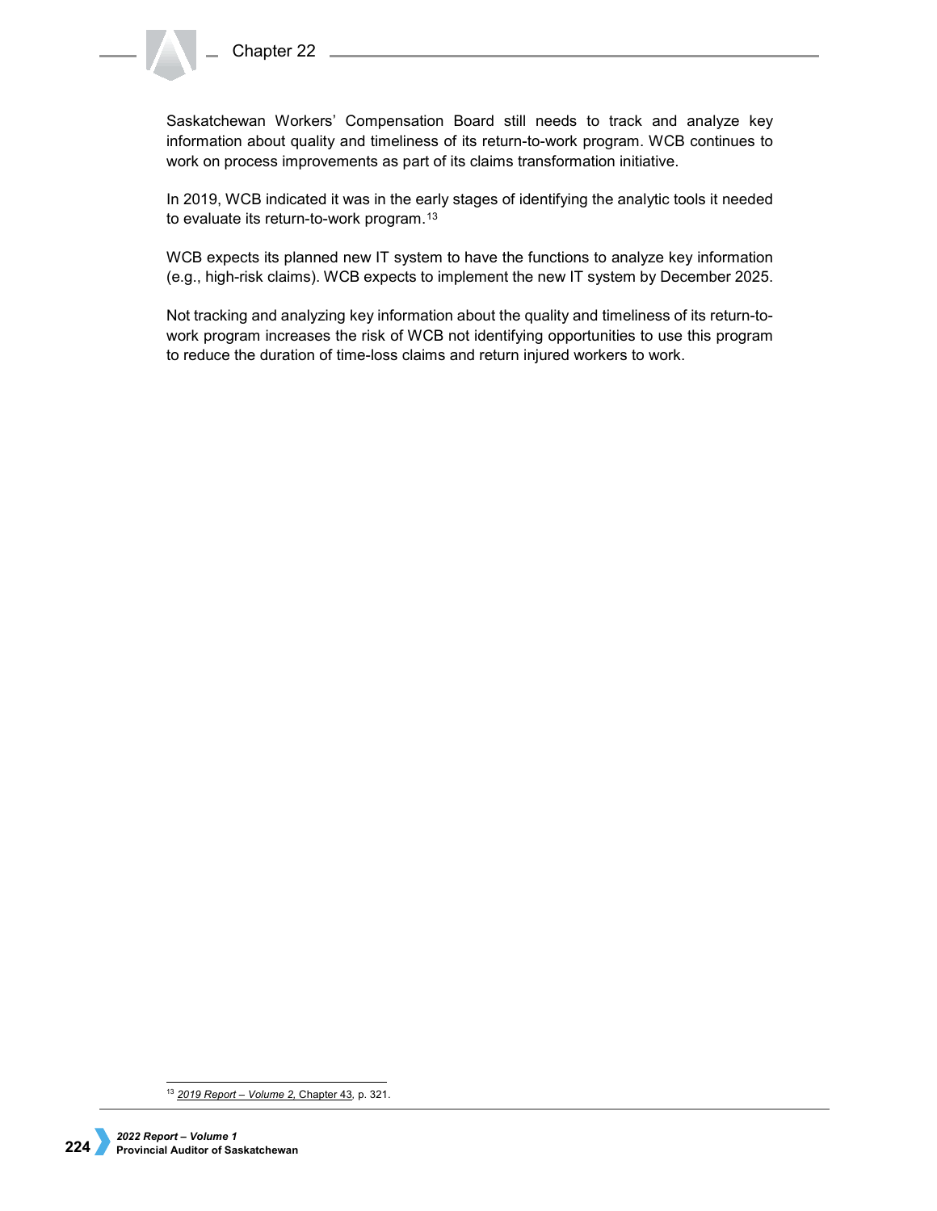Saskatchewan Workers' Compensation Board still needs to track and analyze key information about quality and timeliness of its return-to-work program. WCB continues to work on process improvements as part of its claims transformation initiative.

In 2019, WCB indicated it was in the early stages of identifying the analytic tools it needed to evaluate its return-to-work program.[13]

WCB expects its planned new IT system to have the functions to analyze key information (e.g., high-risk claims). WCB expects to implement the new IT system by December 2025.

Not tracking and analyzing key information about the quality and timeliness of its return-to-work program increases the risk of WCB not identifying opportunities to use this program to reduce the duration of time-loss claims and return injured workers to work.

---

[13] *2019 Report – Volume 2,* Chapter 43, p. 321.